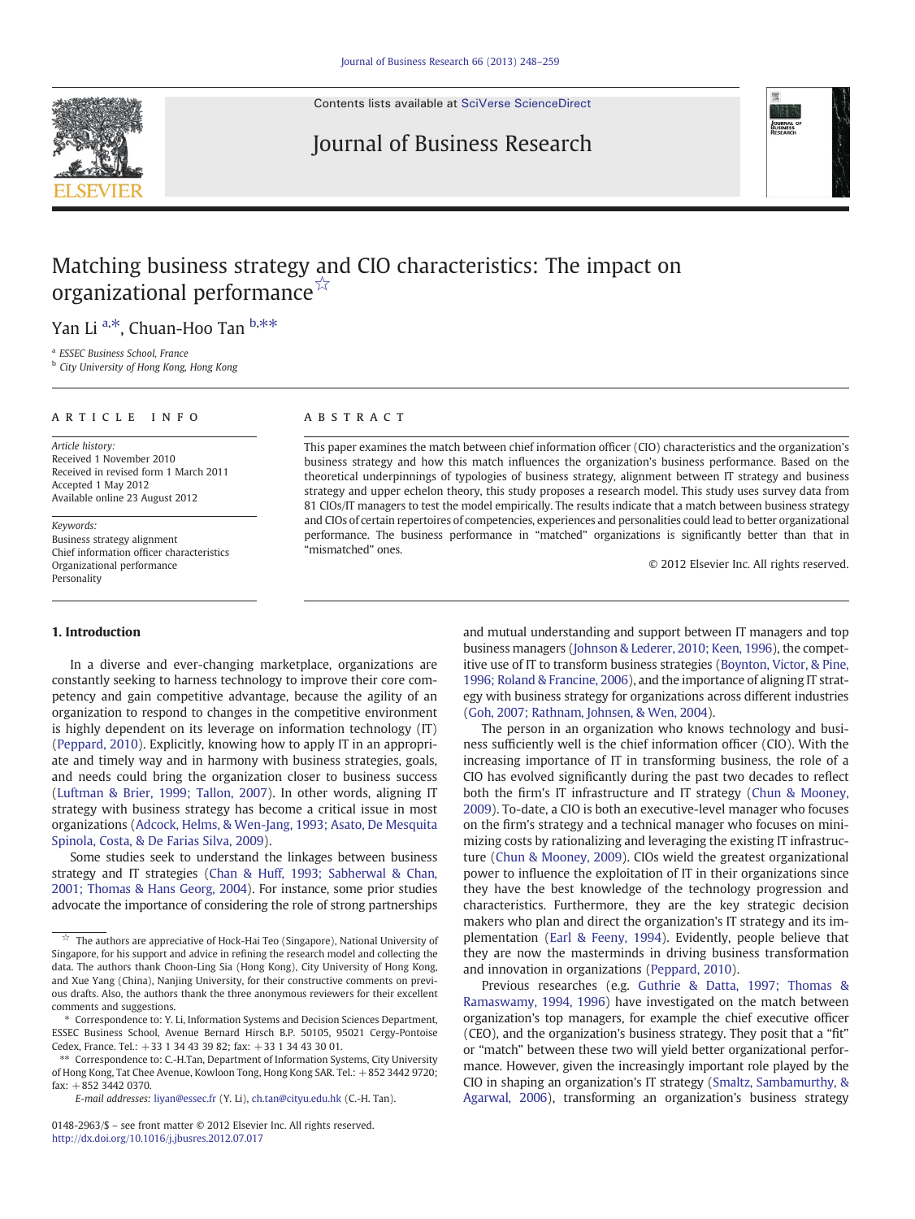Contents lists available at SciVerse ScienceDirect

# Journal of Business Research

# Matching business strategy and CIO characteristics: The impact on organizational performance ☆

Yan Li [a,*], Chuan-Hoo Tan [b,**]

[a] ESSEC Business School, France
[b] City University of Hong Kong, Hong Kong

**ARTICLE INFO**

*Article history:*
Received 1 November 2010
Received in revised form 1 March 2011
Accepted 1 May 2012
Available online 23 August 2012

*Keywords:*
Business strategy alignment
Chief information officer characteristics
Organizational performance
Personality

**ABSTRACT**

This paper examines the match between chief information officer (CIO) characteristics and the organization's business strategy and how this match influences the organization's business performance. Based on the theoretical underpinnings of typologies of business strategy, alignment between IT strategy and business strategy and upper echelon theory, this study proposes a research model. This study uses survey data from 81 CIOs/IT managers to test the model empirically. The results indicate that a match between business strategy and CIOs of certain repertoires of competencies, experiences and personalities could lead to better organizational performance. The business performance in "matched" organizations is significantly better than that in "mismatched" ones.

© 2012 Elsevier Inc. All rights reserved.

## 1. Introduction

In a diverse and ever-changing marketplace, organizations are constantly seeking to harness technology to improve their core competency and gain competitive advantage, because the agility of an organization to respond to changes in the competitive environment is highly dependent on its leverage on information technology (IT) (Peppard, 2010). Explicitly, knowing how to apply IT in an appropriate and timely way and in harmony with business strategies, goals, and needs could bring the organization closer to business success (Luftman & Brier, 1999; Tallon, 2007). In other words, aligning IT strategy with business strategy has become a critical issue in most organizations (Adcock, Helms, & Wen-Jang, 1993; Asato, De Mesquita Spinola, Costa, & De Farias Silva, 2009).

Some studies seek to understand the linkages between business strategy and IT strategies (Chan & Huff, 1993; Sabherwal & Chan, 2001; Thomas & Hans Georg, 2004). For instance, some prior studies advocate the importance of considering the role of strong partnerships and mutual understanding and support between IT managers and top business managers (Johnson & Lederer, 2010; Keen, 1996), the competitive use of IT to transform business strategies (Boynton, Victor, & Pine, 1996; Roland & Francine, 2006), and the importance of aligning IT strategy with business strategy for organizations across different industries (Goh, 2007; Rathnam, Johnsen, & Wen, 2004).

The person in an organization who knows technology and business sufficiently well is the chief information officer (CIO). With the increasing importance of IT in transforming business, the role of a CIO has evolved significantly during the past two decades to reflect both the firm's IT infrastructure and IT strategy (Chun & Mooney, 2009). To-date, a CIO is both an executive-level manager who focuses on the firm's strategy and a technical manager who focuses on minimizing costs by rationalizing and leveraging the existing IT infrastructure (Chun & Mooney, 2009). CIOs wield the greatest organizational power to influence the exploitation of IT in their organizations since they have the best knowledge of the technology progression and characteristics. Furthermore, they are the key strategic decision makers who plan and direct the organization's IT strategy and its implementation (Earl & Feeny, 1994). Evidently, people believe that they are now the masterminds in driving business transformation and innovation in organizations (Peppard, 2010).

Previous researches (e.g. Guthrie & Datta, 1997; Thomas & Ramaswamy, 1994, 1996) have investigated on the match between organization's top managers, for example the chief executive officer (CEO), and the organization's business strategy. They posit that a "fit" or "match" between these two will yield better organizational performance. However, given the increasingly important role played by the CIO in shaping an organization's IT strategy (Smaltz, Sambamurthy, & Agarwal, 2006), transforming an organization's business strategy

---

☆ The authors are appreciative of Hock-Hai Teo (Singapore), National University of Singapore, for his support and advice in refining the research model and collecting the data. The authors thank Choon-Ling Sia (Hong Kong), City University of Hong Kong, and Xue Yang (China), Nanjing University, for their constructive comments on previous drafts. Also, the authors thank the three anonymous reviewers for their excellent comments and suggestions.

\* Correspondence to: Y. Li, Information Systems and Decision Sciences Department, ESSEC Business School, Avenue Bernard Hirsch B.P. 50105, 95021 Cergy-Pontoise Cedex, France. Tel.: +33 1 34 43 39 82; fax: +33 1 34 43 30 01.

\*\* Correspondence to: C.-H.Tan, Department of Information Systems, City University of Hong Kong, Tat Chee Avenue, Kowloon Tong, Hong Kong SAR. Tel.: +852 3442 9720; fax: +852 3442 0370.

*E-mail addresses:* liyan@essec.fr (Y. Li), ch.tan@cityu.edu.hk (C.-H. Tan).

0148-2963/$ – see front matter © 2012 Elsevier Inc. All rights reserved.
http://dx.doi.org/10.1016/j.jbusres.2012.07.017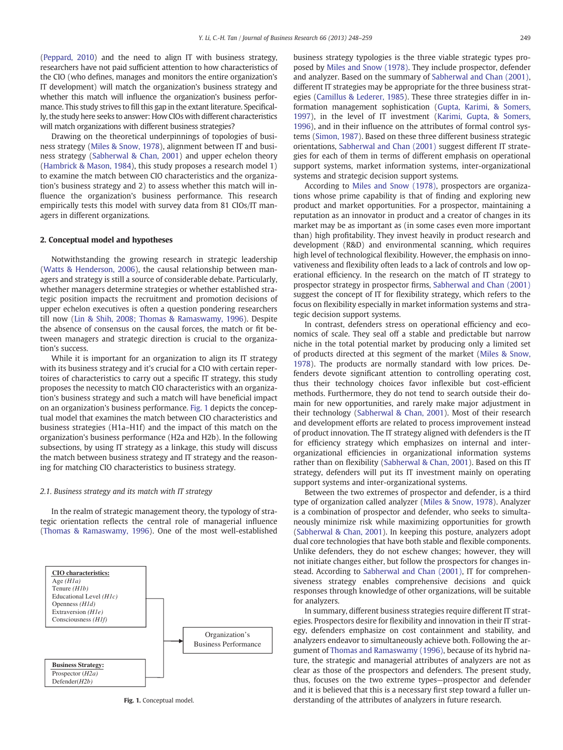(Peppard, 2010) and the need to align IT with business strategy, researchers have not paid sufficient attention to how characteristics of the CIO (who defines, manages and monitors the entire organization's IT development) will match the organization's business strategy and whether this match will influence the organization's business performance. This study strives to fill this gap in the extant literature. Specifically, the study here seeks to answer: How CIOs with different characteristics will match organizations with different business strategies?

Drawing on the theoretical underpinnings of topologies of business strategy (Miles & Snow, 1978), alignment between IT and business strategy (Sabherwal & Chan, 2001) and upper echelon theory (Hambrick & Mason, 1984), this study proposes a research model 1) to examine the match between CIO characteristics and the organization's business strategy and 2) to assess whether this match will influence the organization's business performance. This research empirically tests this model with survey data from 81 CIOs/IT managers in different organizations.

## 2. Conceptual model and hypotheses

Notwithstanding the growing research in strategic leadership (Watts & Henderson, 2006), the causal relationship between managers and strategy is still a source of considerable debate. Particularly, whether managers determine strategies or whether established strategic position impacts the recruitment and promotion decisions of upper echelon executives is often a question pondering researchers till now (Lin & Shih, 2008; Thomas & Ramaswamy, 1996). Despite the absence of consensus on the causal forces, the match or fit between managers and strategic direction is crucial to the organization's success.

While it is important for an organization to align its IT strategy with its business strategy and it's crucial for a CIO with certain repertoires of characteristics to carry out a specific IT strategy, this study proposes the necessity to match CIO characteristics with an organization's business strategy and such a match will have beneficial impact on an organization's business performance. Fig. 1 depicts the conceptual model that examines the match between CIO characteristics and business strategies (H1a–H1f) and the impact of this match on the organization's business performance (H2a and H2b). In the following subsections, by using IT strategy as a linkage, this study will discuss the match between business strategy and IT strategy and the reasoning for matching CIO characteristics to business strategy.

### 2.1. Business strategy and its match with IT strategy

In the realm of strategic management theory, the typology of strategic orientation reflects the central role of managerial influence (Thomas & Ramaswamy, 1996). One of the most well-established business strategy typologies is the three viable strategic types proposed by Miles and Snow (1978). They include prospector, defender and analyzer. Based on the summary of Sabherwal and Chan (2001), different IT strategies may be appropriate for the three business strategies (Camillus & Lederer, 1985). These three strategies differ in information management sophistication (Gupta, Karimi, & Somers, 1997), in the level of IT investment (Karimi, Gupta, & Somers, 1996), and in their influence on the attributes of formal control systems (Simon, 1987). Based on these three different business strategic orientations, Sabherwal and Chan (2001) suggest different IT strategies for each of them in terms of different emphasis on operational support systems, market information systems, inter-organizational systems and strategic decision support systems.

According to Miles and Snow (1978), prospectors are organizations whose prime capability is that of finding and exploring new product and market opportunities. For a prospector, maintaining a reputation as an innovator in product and a creator of changes in its market may be as important as (in some cases even more important than) high profitability. They invest heavily in product research and development (R&D) and environmental scanning, which requires high level of technological flexibility. However, the emphasis on innovativeness and flexibility often leads to a lack of controls and low operational efficiency. In the research on the match of IT strategy to prospector strategy in prospector firms, Sabherwal and Chan (2001) suggest the concept of IT for flexibility strategy, which refers to the focus on flexibility especially in market information systems and strategic decision support systems.

In contrast, defenders stress on operational efficiency and economics of scale. They seal off a stable and predictable but narrow niche in the total potential market by producing only a limited set of products directed at this segment of the market (Miles & Snow, 1978). The products are normally standard with low prices. Defenders devote significant attention to controlling operating cost, thus their technology choices favor inflexible but cost-efficient methods. Furthermore, they do not tend to search outside their domain for new opportunities, and rarely make major adjustment in their technology (Sabherwal & Chan, 2001). Most of their research and development efforts are related to process improvement instead of product innovation. The IT strategy aligned with defenders is the IT for efficiency strategy which emphasizes on internal and inter-organizational efficiencies in organizational information systems rather than on flexibility (Sabherwal & Chan, 2001). Based on this IT strategy, defenders will put its IT investment mainly on operating support systems and inter-organizational systems.

Between the two extremes of prospector and defender, is a third type of organization called analyzer (Miles & Snow, 1978). Analyzer is a combination of prospector and defender, who seeks to simultaneously minimize risk while maximizing opportunities for growth (Sabherwal & Chan, 2001). In keeping this posture, analyzers adopt dual core technologies that have both stable and flexible components. Unlike defenders, they do not eschew changes; however, they will not initiate changes either, but follow the prospectors for changes instead. According to Sabherwal and Chan (2001), IT for comprehensiveness strategy enables comprehensive decisions and quick responses through knowledge of other organizations, will be suitable for analyzers.

In summary, different business strategies require different IT strategies. Prospectors desire for flexibility and innovation in their IT strategy, defenders emphasize on cost containment and stability, and analyzers endeavor to simultaneously achieve both. Following the argument of Thomas and Ramaswamy (1996), because of its hybrid nature, the strategic and managerial attributes of analyzers are not as clear as those of the prospectors and defenders. The present study, thus, focuses on the two extreme types—prospector and defender and it is believed that this is a necessary first step toward a fuller understanding of the attributes of analyzers in future research.

**CIO characteristics:**
Age (*H1a*)
Tenure (*H1b*)
Educational Level (*H1c*)
Openness (*H1d*)
Extraversion (*H1e*)
Consciousness (*H1f*)

Organization's Business Performance

**Business Strategy:**
Prospector (*H2a*)
Defender(*H2b*)

**Fig. 1.** Conceptual model.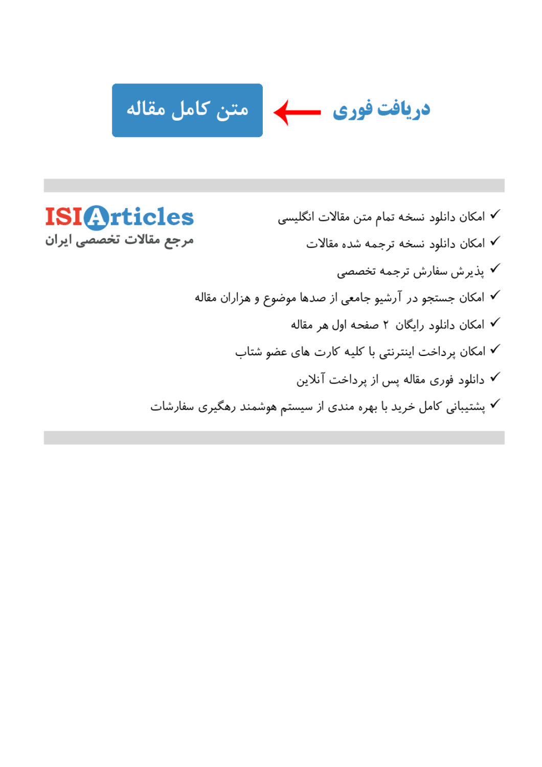دریافت فوری ← **متن کامل مقاله**

**ISIArticles**
مرجع مقالات تخصصی ایران

- ✓ امکان دانلود نسخه تمام متن مقالات انگلیسی
- ✓ امکان دانلود نسخه ترجمه شده مقالات
- ✓ پذیرش سفارش ترجمه تخصصی
- ✓ امکان جستجو در آرشیو جامعی از صدها موضوع و هزاران مقاله
- ✓ امکان دانلود رایگان ۲ صفحه اول هر مقاله
- ✓ امکان پرداخت اینترنتی با کلیه کارت های عضو شتاب
- ✓ دانلود فوری مقاله پس از پرداخت آنلاین
- ✓ پشتیبانی کامل خرید با بهره مندی از سیستم هوشمند رهگیری سفارشات